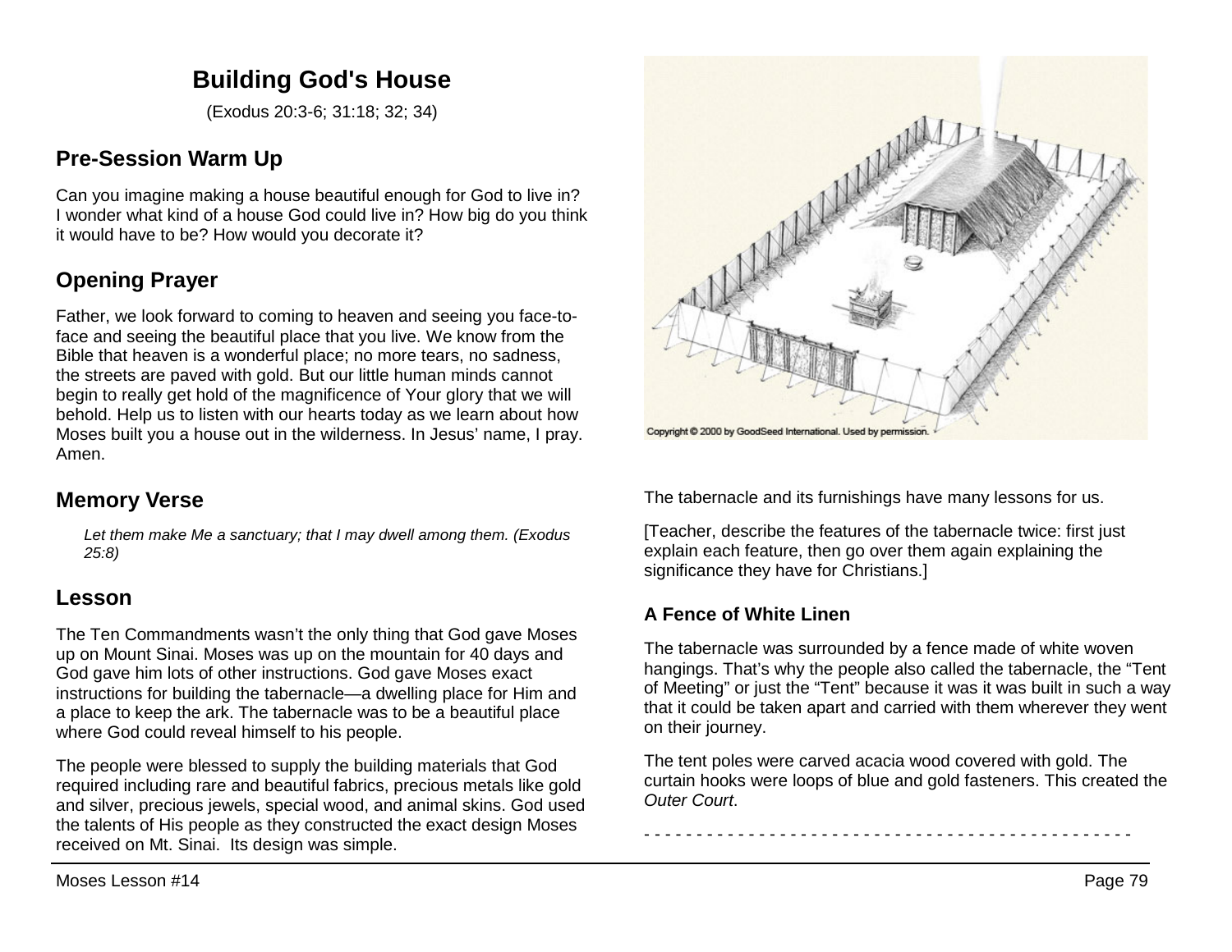# Building God's House

(Exodus 20:3-6; 31:18; 32; 34)

## Pre-Session Warm Up

Can you imagine making a house beautiful enough for God to live in? I wonder what kind of a house God could live in? How big do you think it would have to be? How would you decorate it?

## Opening Prayer

Father, we look forward to coming to heaven and seeing you face-to-face and seeing the beautiful place that you live. We know from the Bible that heaven is a wonderful place; no more tears, no sadness, the streets are paved with gold. But our little human minds cannot begin to really get hold of the magnificence of Your glory that we will behold. Help us to listen with our hearts today as we learn about how Moses built you a house out in the wilderness. In Jesus' name, I pray. Amen.

## Memory Verse

> *Let them make Me a sanctuary; that I may dwell among them. (Exodus 25:8)*

## Lesson

The Ten Commandments wasn't the only thing that God gave Moses up on Mount Sinai. Moses was up on the mountain for 40 days and God gave him lots of other instructions. God gave Moses exact instructions for building the tabernacle—a dwelling place for Him and a place to keep the ark. The tabernacle was to be a beautiful place where God could reveal himself to his people.

The people were blessed to supply the building materials that God required including rare and beautiful fabrics, precious metals like gold and silver, precious jewels, special wood, and animal skins. God used the talents of His people as they constructed the exact design Moses received on Mt. Sinai. Its design was simple.

Copyright © 2000 by GoodSeed International. Used by permission.

The tabernacle and its furnishings have many lessons for us.

[Teacher, describe the features of the tabernacle twice: first just explain each feature, then go over them again explaining the significance they have for Christians.]

### A Fence of White Linen

The tabernacle was surrounded by a fence made of white woven hangings. That's why the people also called the tabernacle, the "Tent of Meeting" or just the "Tent" because it was it was built in such a way that it could be taken apart and carried with them wherever they went on their journey.

The tent poles were carved acacia wood covered with gold. The curtain hooks were loops of blue and gold fasteners. This created the *Outer Court*.

- - - - - - - - - - - - - - - - - - - - - - - - - - - - - - - - - - - - - - - - - - - - - - -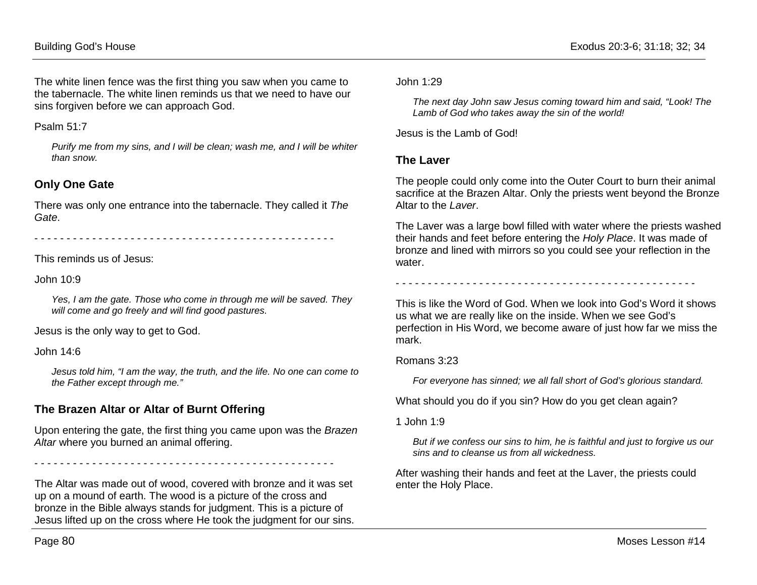The white linen fence was the first thing you saw when you came to the tabernacle. The white linen reminds us that we need to have our sins forgiven before we can approach God.

Psalm 51:7

> *Purify me from my sins, and I will be clean; wash me, and I will be whiter than snow.*

## Only One Gate

There was only one entrance into the tabernacle. They called it *The Gate*.

\- - - - - - - - - - - - - - - - - - - - - - - - - - - - - - - - - - - - - - - - - - - - - - -

This reminds us of Jesus:

John 10:9

> *Yes, I am the gate. Those who come in through me will be saved. They will come and go freely and will find good pastures.*

Jesus is the only way to get to God.

John 14:6

> *Jesus told him, "I am the way, the truth, and the life. No one can come to the Father except through me."*

## The Brazen Altar or Altar of Burnt Offering

Upon entering the gate, the first thing you came upon was the *Brazen Altar* where you burned an animal offering.

\- - - - - - - - - - - - - - - - - - - - - - - - - - - - - - - - - - - - - - - - - - - - - - -

The Altar was made out of wood, covered with bronze and it was set up on a mound of earth. The wood is a picture of the cross and bronze in the Bible always stands for judgment. This is a picture of Jesus lifted up on the cross where He took the judgment for our sins.

John 1:29

> *The next day John saw Jesus coming toward him and said, "Look! The Lamb of God who takes away the sin of the world!*

Jesus is the Lamb of God!

## The Laver

The people could only come into the Outer Court to burn their animal sacrifice at the Brazen Altar. Only the priests went beyond the Bronze Altar to the *Laver*.

The Laver was a large bowl filled with water where the priests washed their hands and feet before entering the *Holy Place*. It was made of bronze and lined with mirrors so you could see your reflection in the water.

\- - - - - - - - - - - - - - - - - - - - - - - - - - - - - - - - - - - - - - - - - - - - - - -

This is like the Word of God. When we look into God's Word it shows us what we are really like on the inside. When we see God's perfection in His Word, we become aware of just how far we miss the mark.

Romans 3:23

> *For everyone has sinned; we all fall short of God's glorious standard.*

What should you do if you sin? How do you get clean again?

1 John 1:9

> *But if we confess our sins to him, he is faithful and just to forgive us our sins and to cleanse us from all wickedness.*

After washing their hands and feet at the Laver, the priests could enter the Holy Place.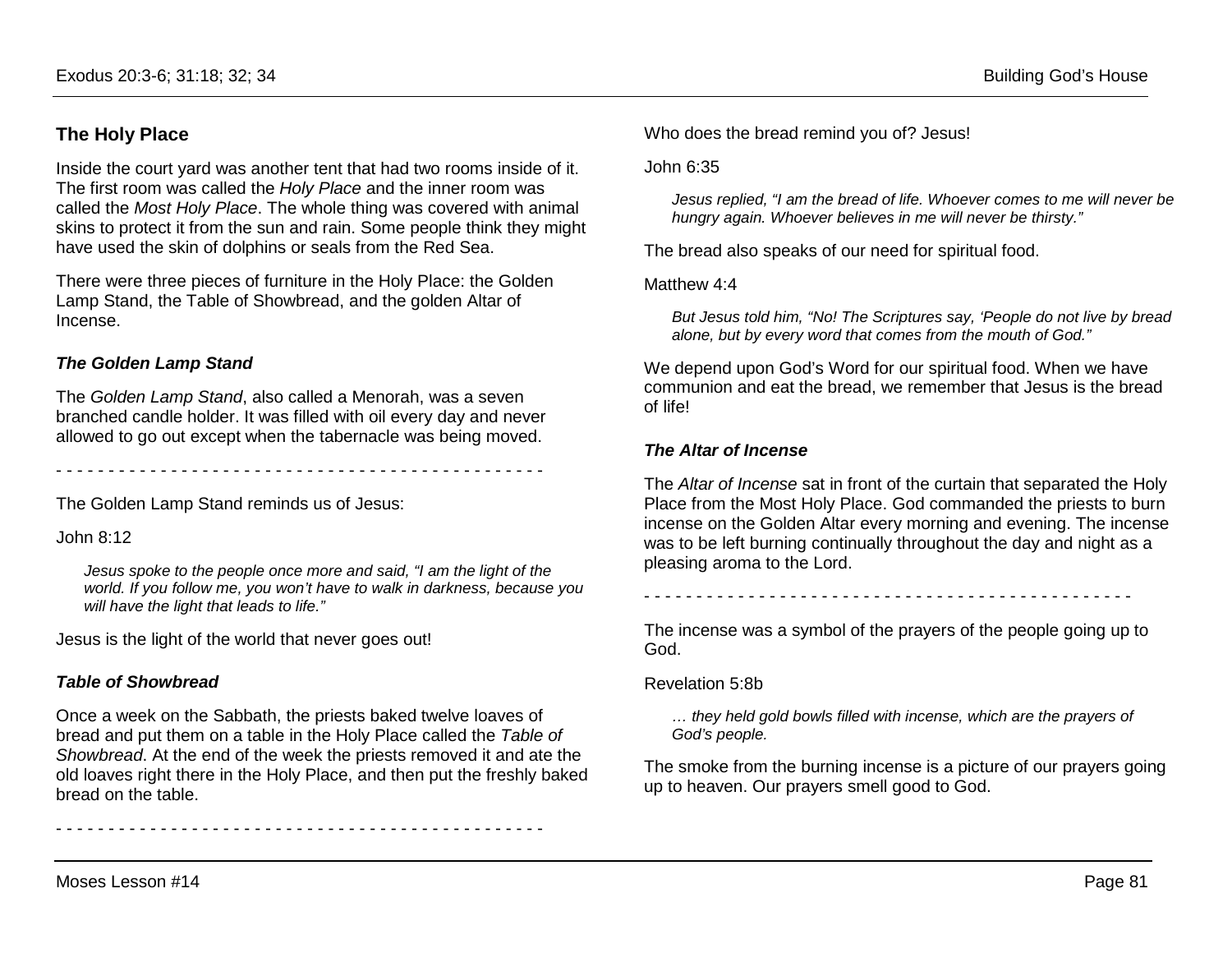## The Holy Place

Inside the court yard was another tent that had two rooms inside of it. The first room was called the *Holy Place* and the inner room was called the *Most Holy Place*. The whole thing was covered with animal skins to protect it from the sun and rain. Some people think they might have used the skin of dolphins or seals from the Red Sea.

There were three pieces of furniture in the Holy Place: the Golden Lamp Stand, the Table of Showbread, and the golden Altar of Incense.

### *The Golden Lamp Stand*

The *Golden Lamp Stand*, also called a Menorah, was a seven branched candle holder. It was filled with oil every day and never allowed to go out except when the tabernacle was being moved.

- - - - - - - - - - - - - - - - - - - - - - - - - - - - - - - - - - - - - - - - - - - - - - -

The Golden Lamp Stand reminds us of Jesus:

John 8:12

> *Jesus spoke to the people once more and said, "I am the light of the world. If you follow me, you won't have to walk in darkness, because you will have the light that leads to life."*

Jesus is the light of the world that never goes out!

### *Table of Showbread*

Once a week on the Sabbath, the priests baked twelve loaves of bread and put them on a table in the Holy Place called the *Table of Showbread*. At the end of the week the priests removed it and ate the old loaves right there in the Holy Place, and then put the freshly baked bread on the table.

- - - - - - - - - - - - - - - - - - - - - - - - - - - - - - - - - - - - - - - - - - - - - - -

Who does the bread remind you of? Jesus!

John 6:35

> *Jesus replied, "I am the bread of life. Whoever comes to me will never be hungry again. Whoever believes in me will never be thirsty."*

The bread also speaks of our need for spiritual food.

Matthew 4:4

> *But Jesus told him, "No! The Scriptures say, 'People do not live by bread alone, but by every word that comes from the mouth of God."*

We depend upon God's Word for our spiritual food. When we have communion and eat the bread, we remember that Jesus is the bread of life!

### *The Altar of Incense*

The *Altar of Incense* sat in front of the curtain that separated the Holy Place from the Most Holy Place. God commanded the priests to burn incense on the Golden Altar every morning and evening. The incense was to be left burning continually throughout the day and night as a pleasing aroma to the Lord.

- - - - - - - - - - - - - - - - - - - - - - - - - - - - - - - - - - - - - - - - - - - - - - -

The incense was a symbol of the prayers of the people going up to God.

Revelation 5:8b

> *… they held gold bowls filled with incense, which are the prayers of God's people.*

The smoke from the burning incense is a picture of our prayers going up to heaven. Our prayers smell good to God.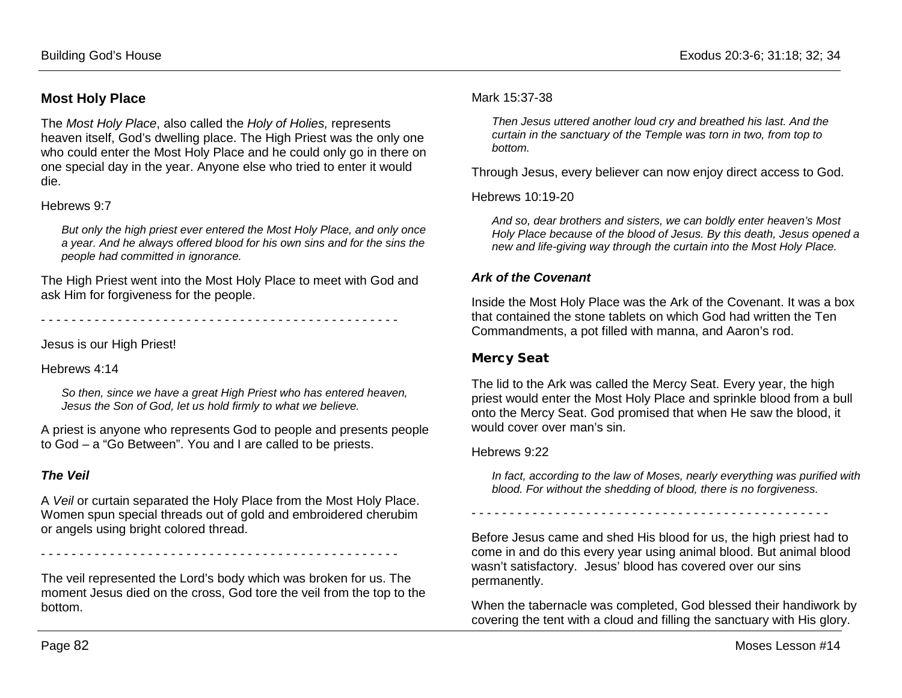## Most Holy Place

The *Most Holy Place*, also called the *Holy of Holies,* represents heaven itself, God's dwelling place. The High Priest was the only one who could enter the Most Holy Place and he could only go in there on one special day in the year. Anyone else who tried to enter it would die.

Hebrews 9:7

> *But only the high priest ever entered the Most Holy Place, and only once a year. And he always offered blood for his own sins and for the sins the people had committed in ignorance.*

The High Priest went into the Most Holy Place to meet with God and ask Him for forgiveness for the people.

- - - - - - - - - - - - - - - - - - - - - - - - - - - - - - - - - - - - - - - - - - - - - - -

Jesus is our High Priest!

Hebrews 4:14

> *So then, since we have a great High Priest who has entered heaven, Jesus the Son of God, let us hold firmly to what we believe.*

A priest is anyone who represents God to people and presents people to God – a "Go Between". You and I are called to be priests.

### *The Veil*

A *Veil* or curtain separated the Holy Place from the Most Holy Place. Women spun special threads out of gold and embroidered cherubim or angels using bright colored thread.

- - - - - - - - - - - - - - - - - - - - - - - - - - - - - - - - - - - - - - - - - - - - - - -

The veil represented the Lord's body which was broken for us. The moment Jesus died on the cross, God tore the veil from the top to the bottom.

Mark 15:37-38

> *Then Jesus uttered another loud cry and breathed his last. And the curtain in the sanctuary of the Temple was torn in two, from top to bottom.*

Through Jesus, every believer can now enjoy direct access to God.

Hebrews 10:19-20

> *And so, dear brothers and sisters, we can boldly enter heaven's Most Holy Place because of the blood of Jesus. By this death, Jesus opened a new and life-giving way through the curtain into the Most Holy Place.*

### *Ark of the Covenant*

Inside the Most Holy Place was the Ark of the Covenant. It was a box that contained the stone tablets on which God had written the Ten Commandments, a pot filled with manna, and Aaron's rod.

### Mercy Seat

The lid to the Ark was called the Mercy Seat. Every year, the high priest would enter the Most Holy Place and sprinkle blood from a bull onto the Mercy Seat. God promised that when He saw the blood, it would cover over man's sin.

Hebrews 9:22

> *In fact, according to the law of Moses, nearly everything was purified with blood. For without the shedding of blood, there is no forgiveness.*

- - - - - - - - - - - - - - - - - - - - - - - - - - - - - - - - - - - - - - - - - - - - - - -

Before Jesus came and shed His blood for us, the high priest had to come in and do this every year using animal blood. But animal blood wasn't satisfactory. Jesus' blood has covered over our sins permanently.

When the tabernacle was completed, God blessed their handiwork by covering the tent with a cloud and filling the sanctuary with His glory.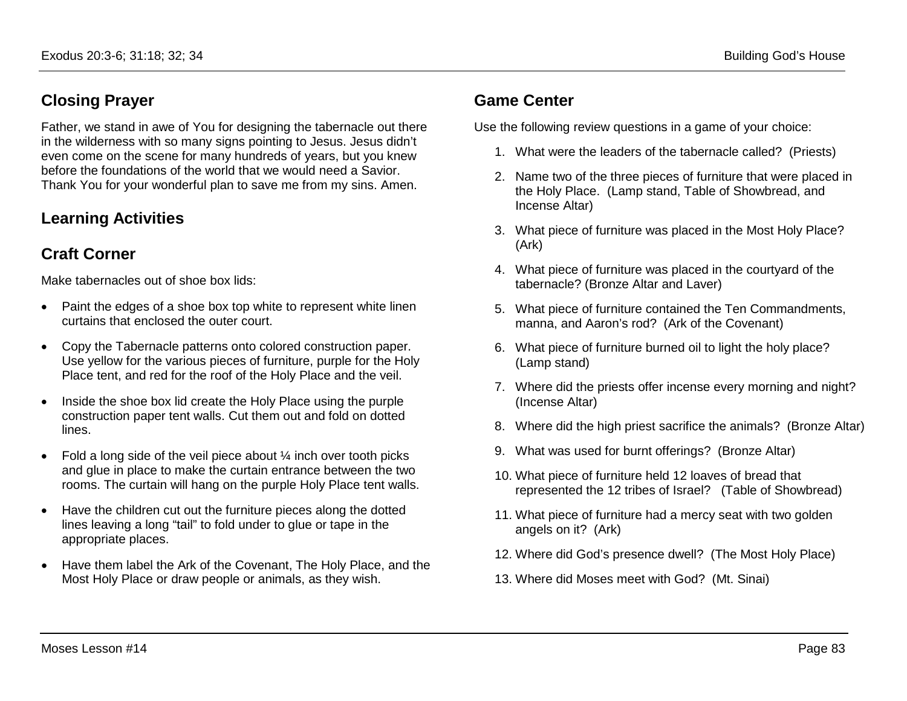## Closing Prayer

Father, we stand in awe of You for designing the tabernacle out there in the wilderness with so many signs pointing to Jesus. Jesus didn't even come on the scene for many hundreds of years, but you knew before the foundations of the world that we would need a Savior. Thank You for your wonderful plan to save me from my sins. Amen.

## Learning Activities

## Craft Corner

Make tabernacles out of shoe box lids:

- Paint the edges of a shoe box top white to represent white linen curtains that enclosed the outer court.
- Copy the Tabernacle patterns onto colored construction paper. Use yellow for the various pieces of furniture, purple for the Holy Place tent, and red for the roof of the Holy Place and the veil.
- Inside the shoe box lid create the Holy Place using the purple construction paper tent walls. Cut them out and fold on dotted lines.
- Fold a long side of the veil piece about ¼ inch over tooth picks and glue in place to make the curtain entrance between the two rooms. The curtain will hang on the purple Holy Place tent walls.
- Have the children cut out the furniture pieces along the dotted lines leaving a long "tail" to fold under to glue or tape in the appropriate places.
- Have them label the Ark of the Covenant, The Holy Place, and the Most Holy Place or draw people or animals, as they wish.

## Game Center

Use the following review questions in a game of your choice:

1. What were the leaders of the tabernacle called? (Priests)
2. Name two of the three pieces of furniture that were placed in the Holy Place. (Lamp stand, Table of Showbread, and Incense Altar)
3. What piece of furniture was placed in the Most Holy Place? (Ark)
4. What piece of furniture was placed in the courtyard of the tabernacle? (Bronze Altar and Laver)
5. What piece of furniture contained the Ten Commandments, manna, and Aaron's rod? (Ark of the Covenant)
6. What piece of furniture burned oil to light the holy place? (Lamp stand)
7. Where did the priests offer incense every morning and night? (Incense Altar)
8. Where did the high priest sacrifice the animals? (Bronze Altar)
9. What was used for burnt offerings? (Bronze Altar)
10. What piece of furniture held 12 loaves of bread that represented the 12 tribes of Israel? (Table of Showbread)
11. What piece of furniture had a mercy seat with two golden angels on it? (Ark)
12. Where did God's presence dwell? (The Most Holy Place)
13. Where did Moses meet with God? (Mt. Sinai)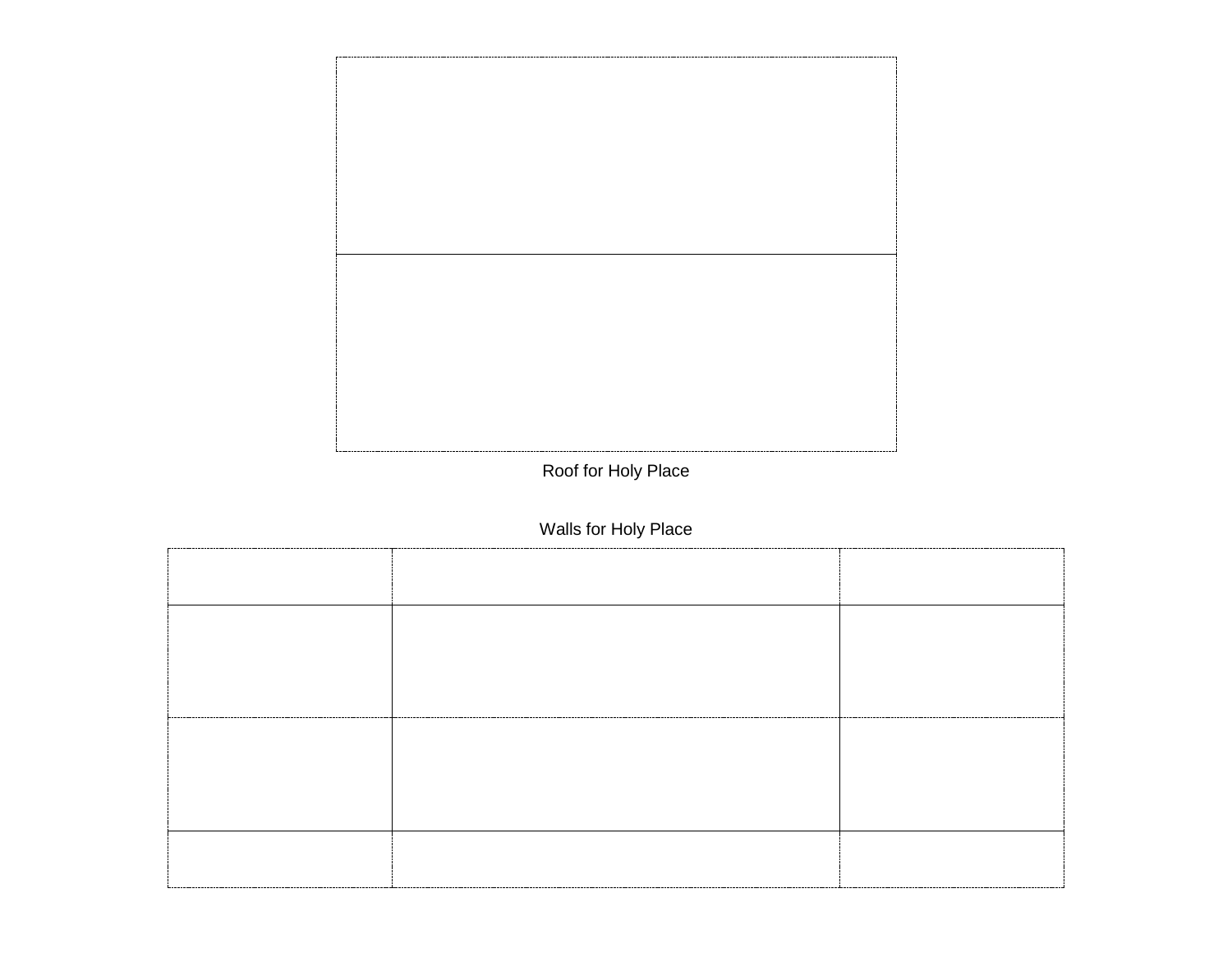Roof for Holy Place

Walls for Holy Place